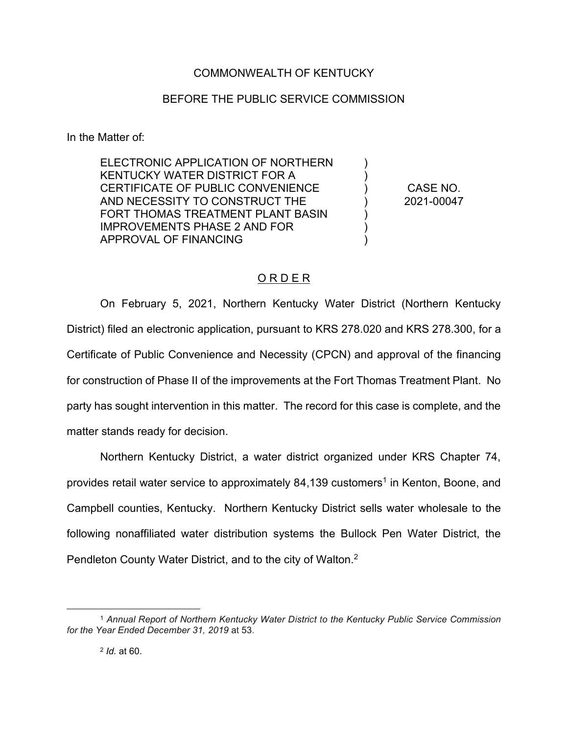COMMONWEALTH OF KENTUCKY

BEFORE THE PUBLIC SERVICE COMMISSION

In the Matter of:

| | | |
|---|---|---|
| ELECTRONIC APPLICATION OF NORTHERN KENTUCKY WATER DISTRICT FOR A CERTIFICATE OF PUBLIC CONVENIENCE AND NECESSITY TO CONSTRUCT THE FORT THOMAS TREATMENT PLANT BASIN IMPROVEMENTS PHASE 2 AND FOR APPROVAL OF FINANCING | ) ) ) ) ) ) ) | CASE NO. 2021-00047 |

## O R D E R

On February 5, 2021, Northern Kentucky Water District (Northern Kentucky District) filed an electronic application, pursuant to KRS 278.020 and KRS 278.300, for a Certificate of Public Convenience and Necessity (CPCN) and approval of the financing for construction of Phase II of the improvements at the Fort Thomas Treatment Plant. No party has sought intervention in this matter. The record for this case is complete, and the matter stands ready for decision.

Northern Kentucky District, a water district organized under KRS Chapter 74, provides retail water service to approximately 84,139 customers[1] in Kenton, Boone, and Campbell counties, Kentucky. Northern Kentucky District sells water wholesale to the following nonaffiliated water distribution systems the Bullock Pen Water District, the Pendleton County Water District, and to the city of Walton.[2]

---

[1] *Annual Report of Northern Kentucky Water District to the Kentucky Public Service Commission for the Year Ended December 31, 2019* at 53.

[2] *Id.* at 60.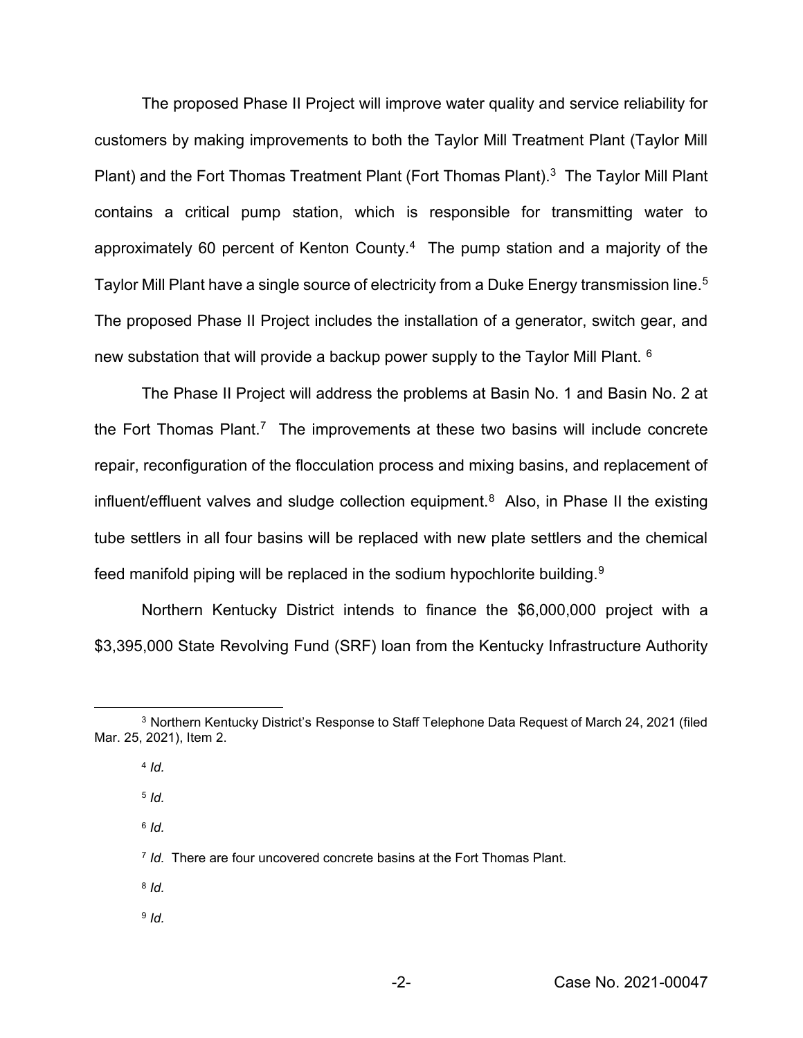The proposed Phase II Project will improve water quality and service reliability for customers by making improvements to both the Taylor Mill Treatment Plant (Taylor Mill Plant) and the Fort Thomas Treatment Plant (Fort Thomas Plant).[3] The Taylor Mill Plant contains a critical pump station, which is responsible for transmitting water to approximately 60 percent of Kenton County.[4] The pump station and a majority of the Taylor Mill Plant have a single source of electricity from a Duke Energy transmission line.[5] The proposed Phase II Project includes the installation of a generator, switch gear, and new substation that will provide a backup power supply to the Taylor Mill Plant.[6]

The Phase II Project will address the problems at Basin No. 1 and Basin No. 2 at the Fort Thomas Plant.[7] The improvements at these two basins will include concrete repair, reconfiguration of the flocculation process and mixing basins, and replacement of influent/effluent valves and sludge collection equipment.[8] Also, in Phase II the existing tube settlers in all four basins will be replaced with new plate settlers and the chemical feed manifold piping will be replaced in the sodium hypochlorite building.[9]

Northern Kentucky District intends to finance the $6,000,000 project with a $3,395,000 State Revolving Fund (SRF) loan from the Kentucky Infrastructure Authority

---

[3] Northern Kentucky District's Response to Staff Telephone Data Request of March 24, 2021 (filed Mar. 25, 2021), Item 2.

[4] *Id.*

[5] *Id.*

[6] *Id.*

[7] *Id.* There are four uncovered concrete basins at the Fort Thomas Plant.

[8] *Id.*

[9] *Id.*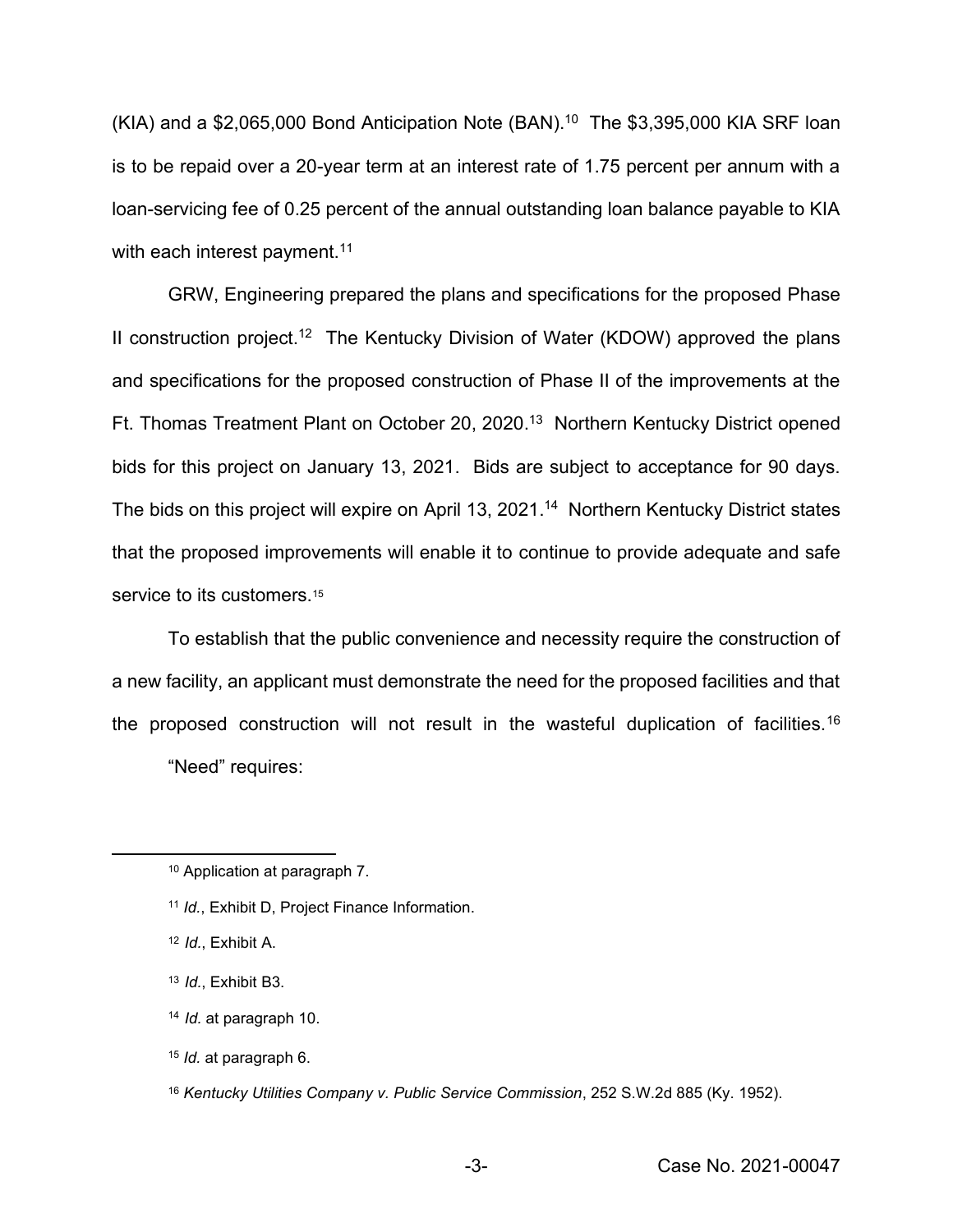(KIA) and a $2,065,000 Bond Anticipation Note (BAN).[10] The $3,395,000 KIA SRF loan is to be repaid over a 20-year term at an interest rate of 1.75 percent per annum with a loan-servicing fee of 0.25 percent of the annual outstanding loan balance payable to KIA with each interest payment.[11]

GRW, Engineering prepared the plans and specifications for the proposed Phase II construction project.[12] The Kentucky Division of Water (KDOW) approved the plans and specifications for the proposed construction of Phase II of the improvements at the Ft. Thomas Treatment Plant on October 20, 2020.[13] Northern Kentucky District opened bids for this project on January 13, 2021. Bids are subject to acceptance for 90 days. The bids on this project will expire on April 13, 2021.[14] Northern Kentucky District states that the proposed improvements will enable it to continue to provide adequate and safe service to its customers.[15]

To establish that the public convenience and necessity require the construction of a new facility, an applicant must demonstrate the need for the proposed facilities and that the proposed construction will not result in the wasteful duplication of facilities.[16]

"Need" requires:

---

[10] Application at paragraph 7.

[11] *Id.*, Exhibit D, Project Finance Information.

[12] *Id.*, Exhibit A.

[13] *Id.*, Exhibit B3.

[14] *Id.* at paragraph 10.

[15] *Id.* at paragraph 6.

[16] *Kentucky Utilities Company v. Public Service Commission*, 252 S.W.2d 885 (Ky. 1952).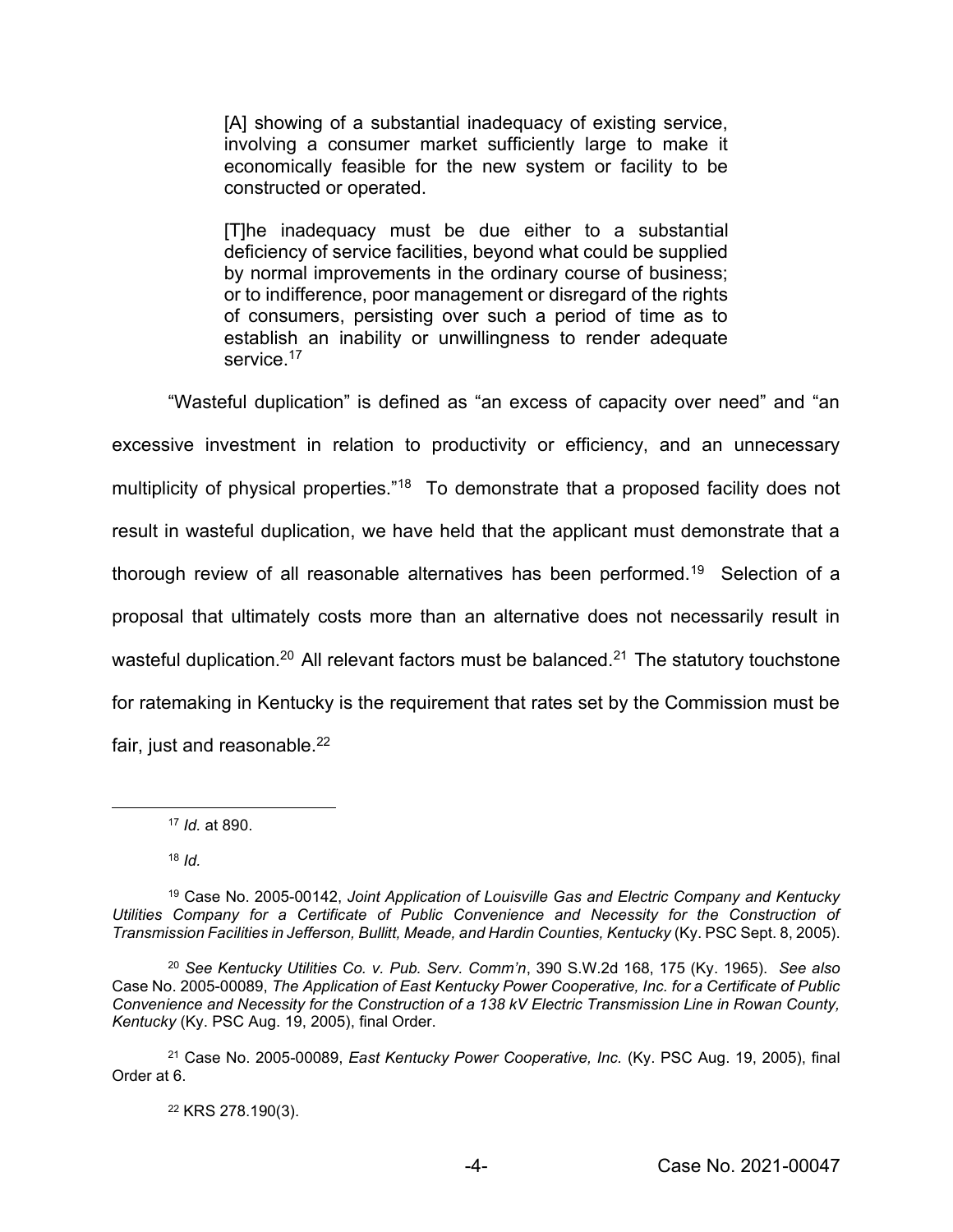> [A] showing of a substantial inadequacy of existing service, involving a consumer market sufficiently large to make it economically feasible for the new system or facility to be constructed or operated.
>
> [T]he inadequacy must be due either to a substantial deficiency of service facilities, beyond what could be supplied by normal improvements in the ordinary course of business; or to indifference, poor management or disregard of the rights of consumers, persisting over such a period of time as to establish an inability or unwillingness to render adequate service.[17]

"Wasteful duplication" is defined as "an excess of capacity over need" and "an excessive investment in relation to productivity or efficiency, and an unnecessary multiplicity of physical properties."[18] To demonstrate that a proposed facility does not result in wasteful duplication, we have held that the applicant must demonstrate that a thorough review of all reasonable alternatives has been performed.[19] Selection of a proposal that ultimately costs more than an alternative does not necessarily result in wasteful duplication.[20] All relevant factors must be balanced.[21] The statutory touchstone for ratemaking in Kentucky is the requirement that rates set by the Commission must be fair, just and reasonable.[22]

---

[17] *Id.* at 890.

[18] *Id.*

[19] Case No. 2005-00142, *Joint Application of Louisville Gas and Electric Company and Kentucky Utilities Company for a Certificate of Public Convenience and Necessity for the Construction of Transmission Facilities in Jefferson, Bullitt, Meade, and Hardin Counties, Kentucky* (Ky. PSC Sept. 8, 2005).

[20] *See Kentucky Utilities Co. v. Pub. Serv. Comm'n*, 390 S.W.2d 168, 175 (Ky. 1965). *See also* Case No. 2005-00089, *The Application of East Kentucky Power Cooperative, Inc. for a Certificate of Public Convenience and Necessity for the Construction of a 138 kV Electric Transmission Line in Rowan County, Kentucky* (Ky. PSC Aug. 19, 2005), final Order.

[21] Case No. 2005-00089, *East Kentucky Power Cooperative, Inc.* (Ky. PSC Aug. 19, 2005), final Order at 6.

[22] KRS 278.190(3).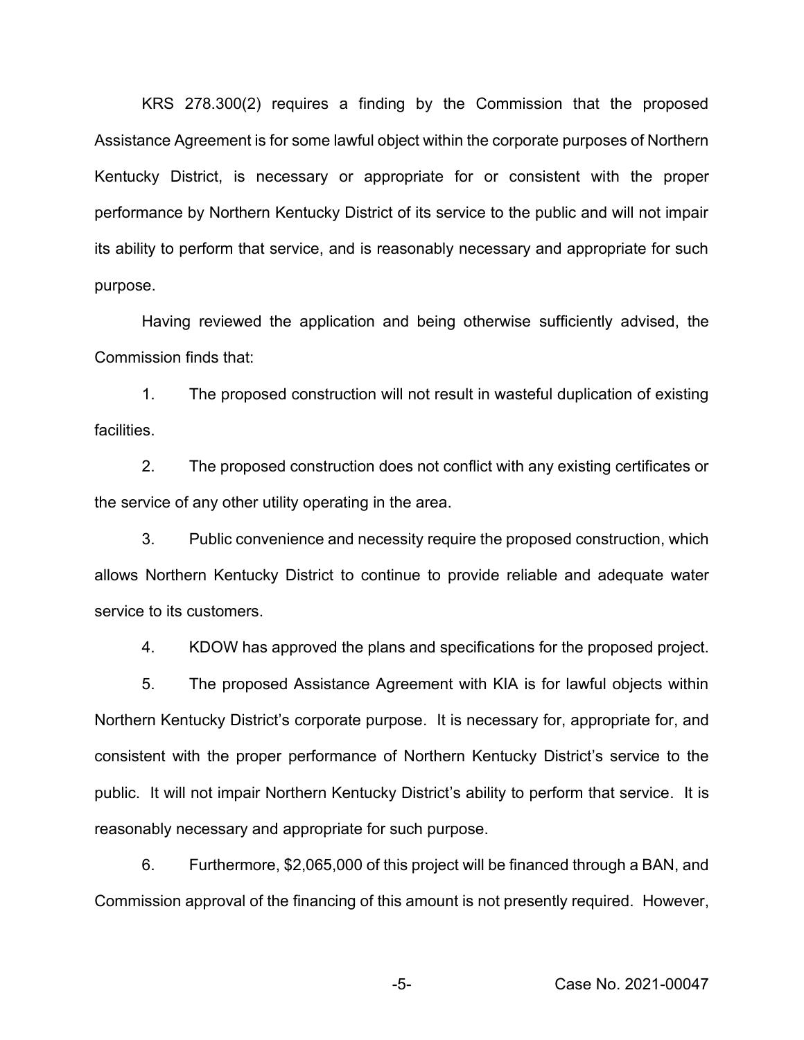KRS 278.300(2) requires a finding by the Commission that the proposed Assistance Agreement is for some lawful object within the corporate purposes of Northern Kentucky District, is necessary or appropriate for or consistent with the proper performance by Northern Kentucky District of its service to the public and will not impair its ability to perform that service, and is reasonably necessary and appropriate for such purpose.

Having reviewed the application and being otherwise sufficiently advised, the Commission finds that:

1. The proposed construction will not result in wasteful duplication of existing facilities.

2. The proposed construction does not conflict with any existing certificates or the service of any other utility operating in the area.

3. Public convenience and necessity require the proposed construction, which allows Northern Kentucky District to continue to provide reliable and adequate water service to its customers.

4. KDOW has approved the plans and specifications for the proposed project.

5. The proposed Assistance Agreement with KIA is for lawful objects within Northern Kentucky District's corporate purpose. It is necessary for, appropriate for, and consistent with the proper performance of Northern Kentucky District's service to the public. It will not impair Northern Kentucky District's ability to perform that service. It is reasonably necessary and appropriate for such purpose.

6. Furthermore, $2,065,000 of this project will be financed through a BAN, and Commission approval of the financing of this amount is not presently required. However,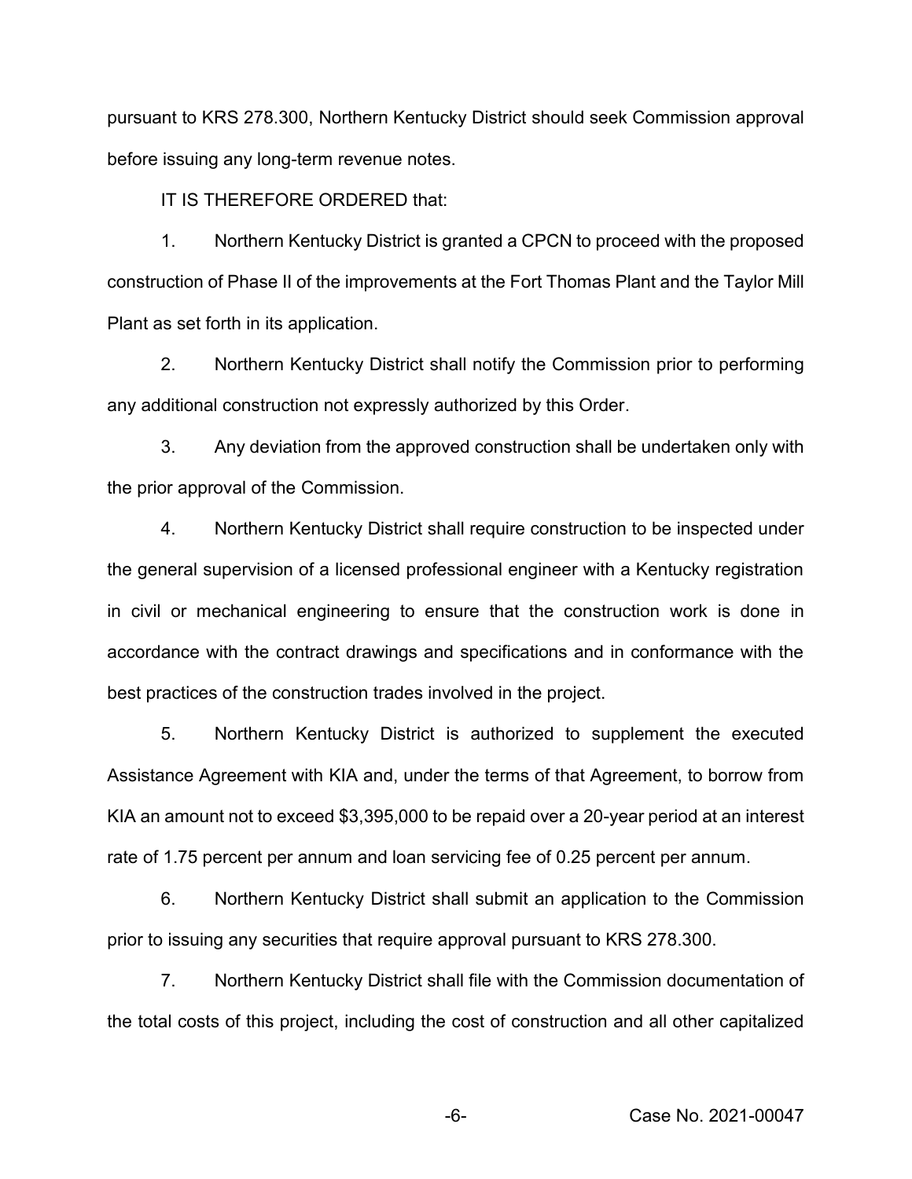pursuant to KRS 278.300, Northern Kentucky District should seek Commission approval before issuing any long-term revenue notes.

IT IS THEREFORE ORDERED that:

1. Northern Kentucky District is granted a CPCN to proceed with the proposed construction of Phase II of the improvements at the Fort Thomas Plant and the Taylor Mill Plant as set forth in its application.

2. Northern Kentucky District shall notify the Commission prior to performing any additional construction not expressly authorized by this Order.

3. Any deviation from the approved construction shall be undertaken only with the prior approval of the Commission.

4. Northern Kentucky District shall require construction to be inspected under the general supervision of a licensed professional engineer with a Kentucky registration in civil or mechanical engineering to ensure that the construction work is done in accordance with the contract drawings and specifications and in conformance with the best practices of the construction trades involved in the project.

5. Northern Kentucky District is authorized to supplement the executed Assistance Agreement with KIA and, under the terms of that Agreement, to borrow from KIA an amount not to exceed $3,395,000 to be repaid over a 20-year period at an interest rate of 1.75 percent per annum and loan servicing fee of 0.25 percent per annum.

6. Northern Kentucky District shall submit an application to the Commission prior to issuing any securities that require approval pursuant to KRS 278.300.

7. Northern Kentucky District shall file with the Commission documentation of the total costs of this project, including the cost of construction and all other capitalized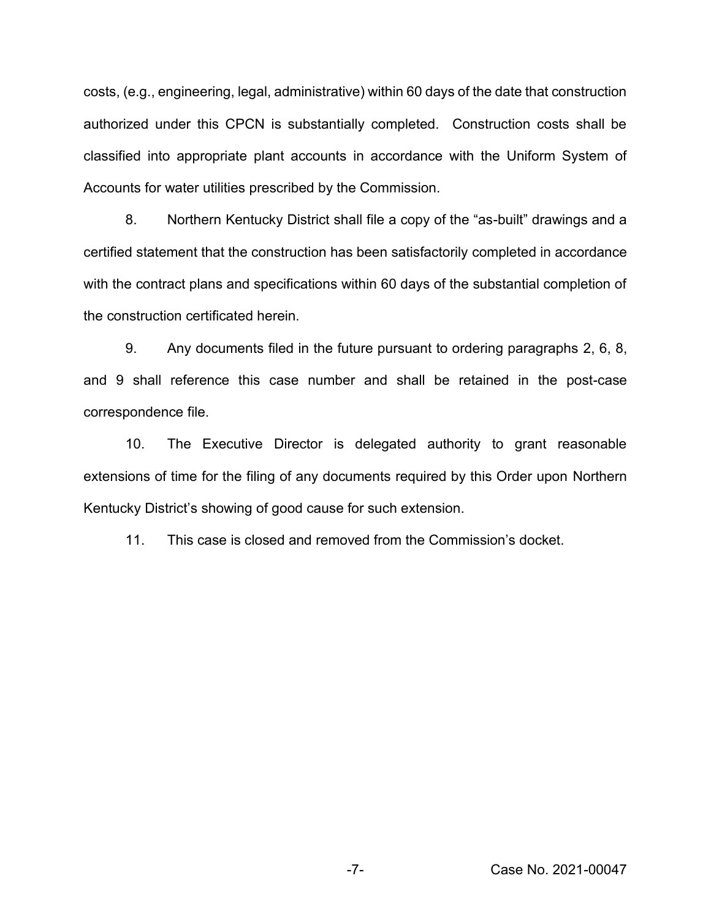costs, (e.g., engineering, legal, administrative) within 60 days of the date that construction authorized under this CPCN is substantially completed. Construction costs shall be classified into appropriate plant accounts in accordance with the Uniform System of Accounts for water utilities prescribed by the Commission.

8. Northern Kentucky District shall file a copy of the "as-built" drawings and a certified statement that the construction has been satisfactorily completed in accordance with the contract plans and specifications within 60 days of the substantial completion of the construction certificated herein.

9. Any documents filed in the future pursuant to ordering paragraphs 2, 6, 8, and 9 shall reference this case number and shall be retained in the post-case correspondence file.

10. The Executive Director is delegated authority to grant reasonable extensions of time for the filing of any documents required by this Order upon Northern Kentucky District's showing of good cause for such extension.

11. This case is closed and removed from the Commission's docket.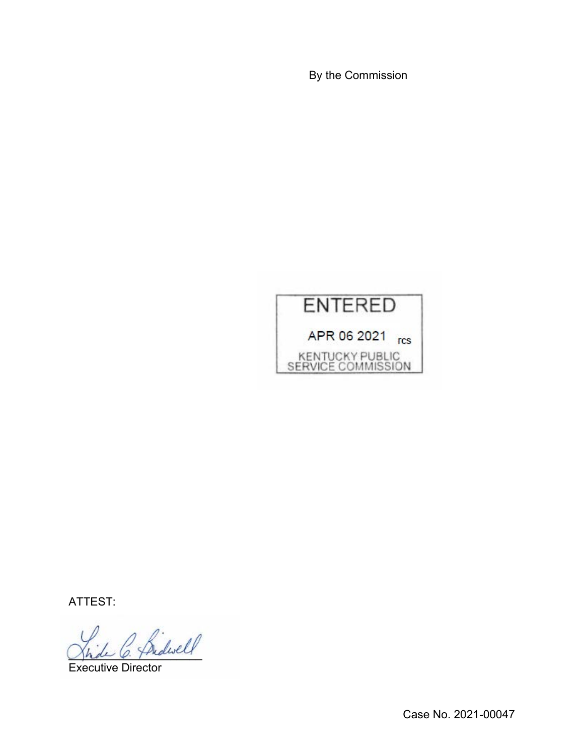By the Commission

ENTERED

APR 06 2021 rcs

KENTUCKY PUBLIC SERVICE COMMISSION

ATTEST:

Executive Director

Case No. 2021-00047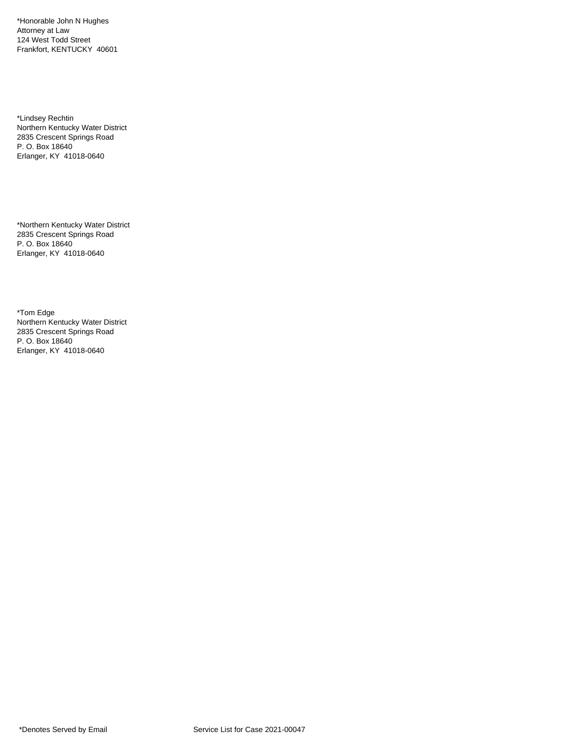*Honorable John N Hughes
Attorney at Law
124 West Todd Street
Frankfort, KENTUCKY  40601

*Lindsey Rechtin
Northern Kentucky Water District
2835 Crescent Springs Road
P. O. Box 18640
Erlanger, KY  41018-0640

*Northern Kentucky Water District
2835 Crescent Springs Road
P. O. Box 18640
Erlanger, KY  41018-0640

*Tom Edge
Northern Kentucky Water District
2835 Crescent Springs Road
P. O. Box 18640
Erlanger, KY  41018-0640

*Denotes Served by Email

Service List for Case 2021-00047